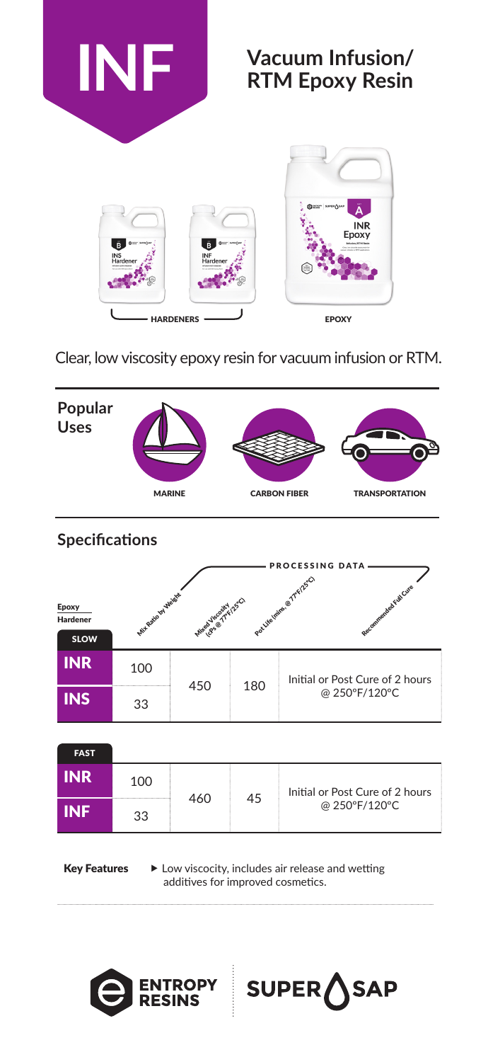# INF

## Vacuum Infusion/ RTM Epoxy Resin

HARDENERS

EPOXY

Clear, low viscosity epoxy resin for vacuum infusion or RTM.

### Popular Uses

MARINE

CARBON FIBER

TRANSPORTATION

### Specifications

| Epoxy / Hardener | Mix Ratio by Weight | Mixed Viscosity (cPs @ 77°F/25°C) | Pot Life (mins. @ 77°F/25°C) | Recommended Full Cure |
|---|---|---|---|---|
| | | PROCESSING DATA | | |
| **SLOW** | | | | |
| **INR** | 100 | 450 | 180 | Initial or Post Cure of 2 hours @ 250°F/120°C |
| **INS** | 33 | | | |
| **FAST** | | | | |
| **INR** | 100 | 460 | 45 | Initial or Post Cure of 2 hours @ 250°F/120°C |
| **INF** | 33 | | | |

**Key Features**

- Low viscocity, includes air release and wetting additives for improved cosmetics.

ENTROPY RESINS | SUPER SAP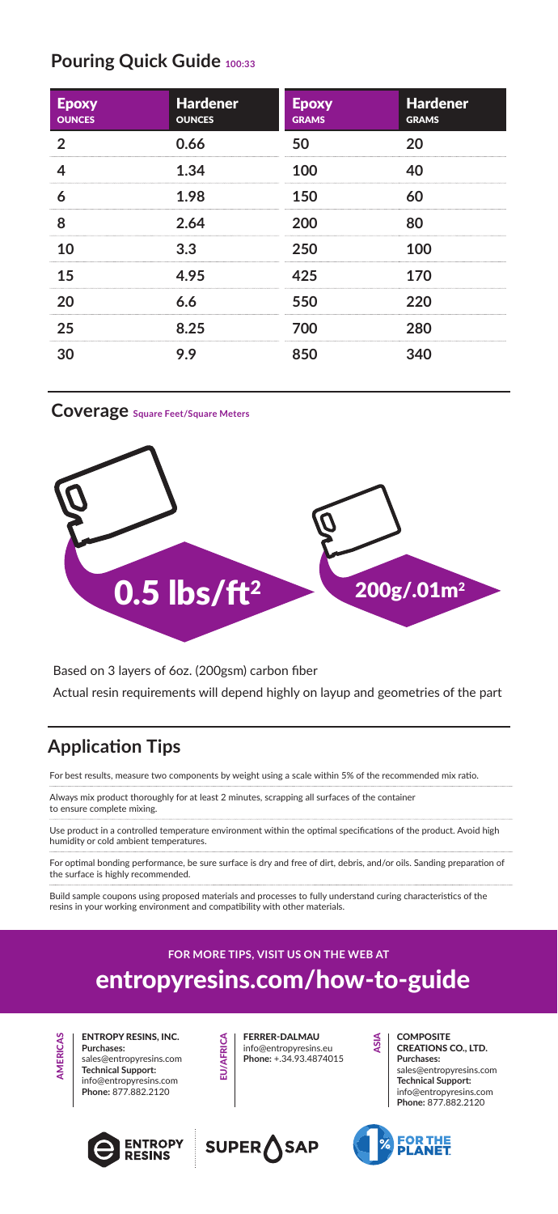## Pouring Quick Guide 100:33

| Epoxy OUNCES | Hardener OUNCES | Epoxy GRAMS | Hardener GRAMS |
|---|---|---|---|
| 2 | 0.66 | 50 | 20 |
| 4 | 1.34 | 100 | 40 |
| 6 | 1.98 | 150 | 60 |
| 8 | 2.64 | 200 | 80 |
| 10 | 3.3 | 250 | 100 |
| 15 | 4.95 | 425 | 170 |
| 20 | 6.6 | 550 | 220 |
| 25 | 8.25 | 700 | 280 |
| 30 | 9.9 | 850 | 340 |

## Coverage Square Feet/Square Meters

0.5 lbs/ft²

200g/.01m²

Based on 3 layers of 6oz. (200gsm) carbon fiber

Actual resin requirements will depend highly on layup and geometries of the part

## Application Tips

For best results, measure two components by weight using a scale within 5% of the recommended mix ratio.

Always mix product thoroughly for at least 2 minutes, scrapping all surfaces of the container to ensure complete mixing.

Use product in a controlled temperature environment within the optimal specifications of the product. Avoid high humidity or cold ambient temperatures.

For optimal bonding performance, be sure surface is dry and free of dirt, debris, and/or oils. Sanding preparation of the surface is highly recommended.

Build sample coupons using proposed materials and processes to fully understand curing characteristics of the resins in your working environment and compatibility with other materials.

**FOR MORE TIPS, VISIT US ON THE WEB AT**

## entropyresins.com/how-to-guide

**AMERICAS**

**ENTROPY RESINS, INC.**
**Purchases:** sales@entropyresins.com
**Technical Support:** info@entropyresins.com
**Phone:** 877.882.2120

**EU/AFRICA**

**FERRER-DALMAU**
info@entropyresins.eu
**Phone:** +.34.93.4874015

**ASIA**

**COMPOSITE CREATIONS CO., LTD.**
**Purchases:** sales@entropyresins.com
**Technical Support:** info@entropyresins.com
**Phone:** 877.882.2120

ENTROPY RESINS

SUPER SAP

1% FOR THE PLANET